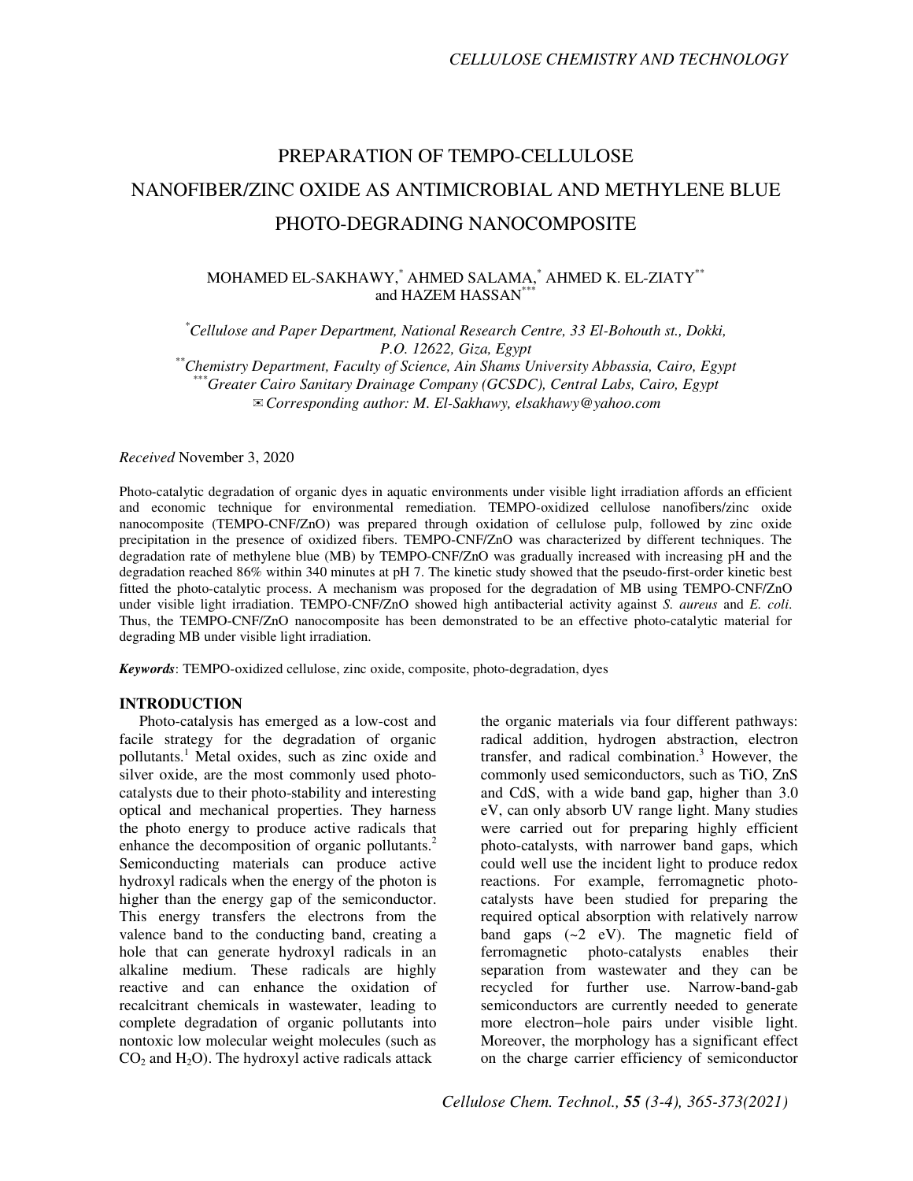# PREPARATION OF TEMPO-CELLULOSE NANOFIBER/ZINC OXIDE AS ANTIMICROBIAL AND METHYLENE BLUE PHOTO-DEGRADING NANOCOMPOSITE

MOHAMED EL-SAKHAWY,[*] AHMED SALAMA,[*] AHMED K. EL-ZIATY[**] and HAZEM HASSAN[***]

[*]*Cellulose and Paper Department, National Research Centre, 33 El-Bohouth st., Dokki, P.O. 12622, Giza, Egypt*
[**]*Chemistry Department, Faculty of Science, Ain Shams University Abbassia, Cairo, Egypt*
[***]*Greater Cairo Sanitary Drainage Company (GCSDC), Central Labs, Cairo, Egypt*
✉ *Corresponding author: M. El-Sakhawy, elsakhawy@yahoo.com*

*Received* November 3, 2020

Photo-catalytic degradation of organic dyes in aquatic environments under visible light irradiation affords an efficient and economic technique for environmental remediation. TEMPO-oxidized cellulose nanofibers/zinc oxide nanocomposite (TEMPO-CNF/ZnO) was prepared through oxidation of cellulose pulp, followed by zinc oxide precipitation in the presence of oxidized fibers. TEMPO-CNF/ZnO was characterized by different techniques. The degradation rate of methylene blue (MB) by TEMPO-CNF/ZnO was gradually increased with increasing pH and the degradation reached 86% within 340 minutes at pH 7. The kinetic study showed that the pseudo-first-order kinetic best fitted the photo-catalytic process. A mechanism was proposed for the degradation of MB using TEMPO-CNF/ZnO under visible light irradiation. TEMPO-CNF/ZnO showed high antibacterial activity against *S. aureus* and *E. coli*. Thus, the TEMPO-CNF/ZnO nanocomposite has been demonstrated to be an effective photo-catalytic material for degrading MB under visible light irradiation.

***Keywords***: TEMPO-oxidized cellulose, zinc oxide, composite, photo-degradation, dyes

## INTRODUCTION

Photo-catalysis has emerged as a low-cost and facile strategy for the degradation of organic pollutants.[1] Metal oxides, such as zinc oxide and silver oxide, are the most commonly used photo-catalysts due to their photo-stability and interesting optical and mechanical properties. They harness the photo energy to produce active radicals that enhance the decomposition of organic pollutants.[2] Semiconducting materials can produce active hydroxyl radicals when the energy of the photon is higher than the energy gap of the semiconductor. This energy transfers the electrons from the valence band to the conducting band, creating a hole that can generate hydroxyl radicals in an alkaline medium. These radicals are highly reactive and can enhance the oxidation of recalcitrant chemicals in wastewater, leading to complete degradation of organic pollutants into nontoxic low molecular weight molecules (such as $CO_2$ and $H_2O$). The hydroxyl active radicals attack the organic materials via four different pathways: radical addition, hydrogen abstraction, electron transfer, and radical combination.[3] However, the commonly used semiconductors, such as TiO, ZnS and CdS, with a wide band gap, higher than 3.0 eV, can only absorb UV range light. Many studies were carried out for preparing highly efficient photo-catalysts, with narrower band gaps, which could well use the incident light to produce redox reactions. For example, ferromagnetic photo-catalysts have been studied for preparing the required optical absorption with relatively narrow band gaps (~2 eV). The magnetic field of ferromagnetic photo-catalysts enables their separation from wastewater and they can be recycled for further use. Narrow-band-gab semiconductors are currently needed to generate more electron–hole pairs under visible light. Moreover, the morphology has a significant effect on the charge carrier efficiency of semiconductor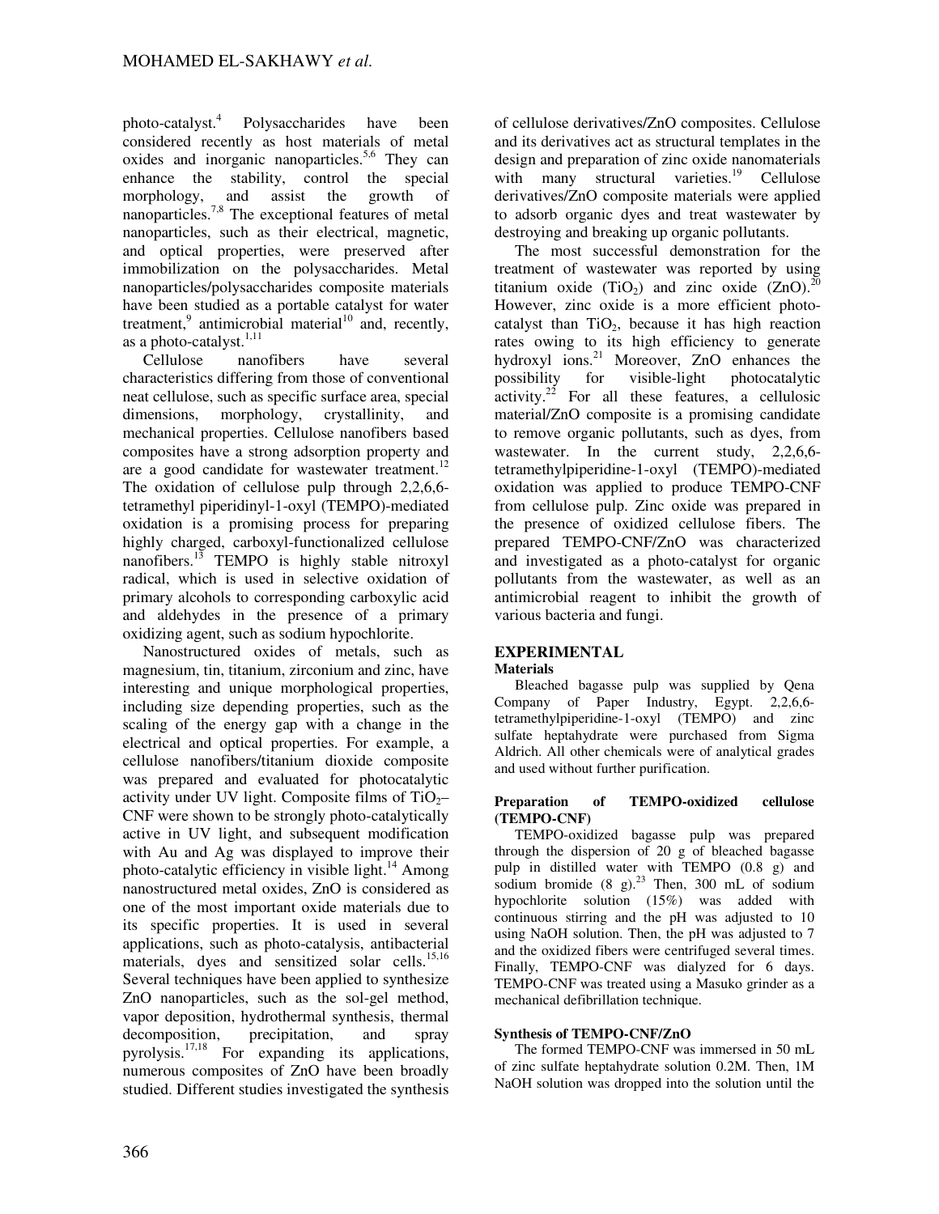photo-catalyst.[4] Polysaccharides have been considered recently as host materials of metal oxides and inorganic nanoparticles.[5,6] They can enhance the stability, control the special morphology, and assist the growth of nanoparticles.[7,8] The exceptional features of metal nanoparticles, such as their electrical, magnetic, and optical properties, were preserved after immobilization on the polysaccharides. Metal nanoparticles/polysaccharides composite materials have been studied as a portable catalyst for water treatment,[9] antimicrobial material[10] and, recently, as a photo-catalyst.[1,11]

Cellulose nanofibers have several characteristics differing from those of conventional neat cellulose, such as specific surface area, special dimensions, morphology, crystallinity, and mechanical properties. Cellulose nanofibers based composites have a strong adsorption property and are a good candidate for wastewater treatment.[12] The oxidation of cellulose pulp through 2,2,6,6-tetramethyl piperidinyl-1-oxyl (TEMPO)-mediated oxidation is a promising process for preparing highly charged, carboxyl-functionalized cellulose nanofibers.[13] TEMPO is highly stable nitroxyl radical, which is used in selective oxidation of primary alcohols to corresponding carboxylic acid and aldehydes in the presence of a primary oxidizing agent, such as sodium hypochlorite.

Nanostructured oxides of metals, such as magnesium, tin, titanium, zirconium and zinc, have interesting and unique morphological properties, including size depending properties, such as the scaling of the energy gap with a change in the electrical and optical properties. For example, a cellulose nanofibers/titanium dioxide composite was prepared and evaluated for photocatalytic activity under UV light. Composite films of $TiO_2$–CNF were shown to be strongly photo-catalytically active in UV light, and subsequent modification with Au and Ag was displayed to improve their photo-catalytic efficiency in visible light.[14] Among nanostructured metal oxides, ZnO is considered as one of the most important oxide materials due to its specific properties. It is used in several applications, such as photo-catalysis, antibacterial materials, dyes and sensitized solar cells.[15,16] Several techniques have been applied to synthesize ZnO nanoparticles, such as the sol-gel method, vapor deposition, hydrothermal synthesis, thermal decomposition, precipitation, and spray pyrolysis.[17,18] For expanding its applications, numerous composites of ZnO have been broadly studied. Different studies investigated the synthesis of cellulose derivatives/ZnO composites. Cellulose and its derivatives act as structural templates in the design and preparation of zinc oxide nanomaterials with many structural varieties.[19] Cellulose derivatives/ZnO composite materials were applied to adsorb organic dyes and treat wastewater by destroying and breaking up organic pollutants.

The most successful demonstration for the treatment of wastewater was reported by using titanium oxide ($TiO_2$) and zinc oxide (ZnO).[20] However, zinc oxide is a more efficient photo-catalyst than $TiO_2$, because it has high reaction rates owing to its high efficiency to generate hydroxyl ions.[21] Moreover, ZnO enhances the possibility for visible-light photocatalytic activity.[22] For all these features, a cellulosic material/ZnO composite is a promising candidate to remove organic pollutants, such as dyes, from wastewater. In the current study, 2,2,6,6-tetramethylpiperidine-1-oxyl (TEMPO)-mediated oxidation was applied to produce TEMPO-CNF from cellulose pulp. Zinc oxide was prepared in the presence of oxidized cellulose fibers. The prepared TEMPO-CNF/ZnO was characterized and investigated as a photo-catalyst for organic pollutants from the wastewater, as well as an antimicrobial reagent to inhibit the growth of various bacteria and fungi.

## EXPERIMENTAL

### Materials

Bleached bagasse pulp was supplied by Qena Company of Paper Industry, Egypt. 2,2,6,6-tetramethylpiperidine-1-oxyl (TEMPO) and zinc sulfate heptahydrate were purchased from Sigma Aldrich. All other chemicals were of analytical grades and used without further purification.

### Preparation of TEMPO-oxidized cellulose (TEMPO-CNF)

TEMPO-oxidized bagasse pulp was prepared through the dispersion of 20 g of bleached bagasse pulp in distilled water with TEMPO (0.8 g) and sodium bromide (8 g).[23] Then, 300 mL of sodium hypochlorite solution (15%) was added with continuous stirring and the pH was adjusted to 10 using NaOH solution. Then, the pH was adjusted to 7 and the oxidized fibers were centrifuged several times. Finally, TEMPO-CNF was dialyzed for 6 days. TEMPO-CNF was treated using a Masuko grinder as a mechanical defibrillation technique.

### Synthesis of TEMPO-CNF/ZnO

The formed TEMPO-CNF was immersed in 50 mL of zinc sulfate heptahydrate solution 0.2M. Then, 1M NaOH solution was dropped into the solution until the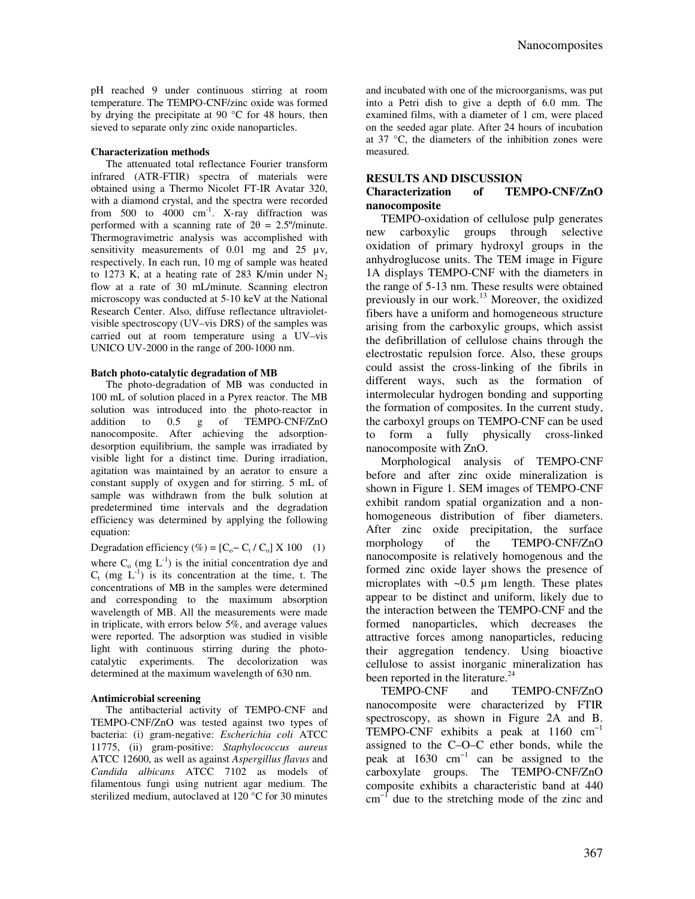pH reached 9 under continuous stirring at room temperature. The TEMPO-CNF/zinc oxide was formed by drying the precipitate at 90 °C for 48 hours, then sieved to separate only zinc oxide nanoparticles.

**Characterization methods**

The attenuated total reflectance Fourier transform infrared (ATR-FTIR) spectra of materials were obtained using a Thermo Nicolet FT-IR Avatar 320, with a diamond crystal, and the spectra were recorded from 500 to 4000 $cm^{-1}$. X-ray diffraction was performed with a scanning rate of $2\theta$ = 2.5º/minute. Thermogravimetric analysis was accomplished with sensitivity measurements of 0.01 mg and 25 µv, respectively. In each run, 10 mg of sample was heated to 1273 K, at a heating rate of 283 K/min under $N_2$ flow at a rate of 30 mL/minute. Scanning electron microscopy was conducted at 5-10 keV at the National Research Center. Also, diffuse reflectance ultraviolet-visible spectroscopy (UV–vis DRS) of the samples was carried out at room temperature using a UV–vis UNICO UV-2000 in the range of 200-1000 nm.

**Batch photo-catalytic degradation of MB**

The photo-degradation of MB was conducted in 100 mL of solution placed in a Pyrex reactor. The MB solution was introduced into the photo-reactor in addition to 0.5 g of TEMPO-CNF/ZnO nanocomposite. After achieving the adsorption-desorption equilibrium, the sample was irradiated by visible light for a distinct time. During irradiation, agitation was maintained by an aerator to ensure a constant supply of oxygen and for stirring. 5 mL of sample was withdrawn from the bulk solution at predetermined time intervals and the degradation efficiency was determined by applying the following equation:

$$\text{Degradation efficiency (\%)} = [C_o - C_t / C_o] \times 100 \quad (1)$$

where $C_o$ (mg $L^{-1}$) is the initial concentration dye and $C_t$ (mg $L^{-1}$) is its concentration at the time, t. The concentrations of MB in the samples were determined and corresponding to the maximum absorption wavelength of MB. All the measurements were made in triplicate, with errors below 5%, and average values were reported. The adsorption was studied in visible light with continuous stirring during the photo-catalytic experiments. The decolorization was determined at the maximum wavelength of 630 nm.

**Antimicrobial screening**

The antibacterial activity of TEMPO-CNF and TEMPO-CNF/ZnO was tested against two types of bacteria: (i) gram-negative: *Escherichia coli* ATCC 11775, (ii) gram-positive: *Staphylococcus aureus* ATCC 12600, as well as against *Aspergillus flavus* and *Candida albicans* ATCC 7102 as models of filamentous fungi using nutrient agar medium. The sterilized medium, autoclaved at 120 °C for 30 minutes and incubated with one of the microorganisms, was put into a Petri dish to give a depth of 6.0 mm. The examined films, with a diameter of 1 cm, were placed on the seeded agar plate. After 24 hours of incubation at 37 °C, the diameters of the inhibition zones were measured.

## RESULTS AND DISCUSSION

### Characterization of TEMPO-CNF/ZnO nanocomposite

TEMPO-oxidation of cellulose pulp generates new carboxylic groups through selective oxidation of primary hydroxyl groups in the anhydroglucose units. The TEM image in Figure 1A displays TEMPO-CNF with the diameters in the range of 5-13 nm. These results were obtained previously in our work.[13] Moreover, the oxidized fibers have a uniform and homogeneous structure arising from the carboxylic groups, which assist the defibrillation of cellulose chains through the electrostatic repulsion force. Also, these groups could assist the cross-linking of the fibrils in different ways, such as the formation of intermolecular hydrogen bonding and supporting the formation of composites. In the current study, the carboxyl groups on TEMPO-CNF can be used to form a fully physically cross-linked nanocomposite with ZnO.

Morphological analysis of TEMPO-CNF before and after zinc oxide mineralization is shown in Figure 1. SEM images of TEMPO-CNF exhibit random spatial organization and a non-homogeneous distribution of fiber diameters. After zinc oxide precipitation, the surface morphology of the TEMPO-CNF/ZnO nanocomposite is relatively homogenous and the formed zinc oxide layer shows the presence of microplates with ~0.5 µm length. These plates appear to be distinct and uniform, likely due to the interaction between the TEMPO-CNF and the formed nanoparticles, which decreases the attractive forces among nanoparticles, reducing their aggregation tendency. Using bioactive cellulose to assist inorganic mineralization has been reported in the literature.[24]

TEMPO-CNF and TEMPO-CNF/ZnO nanocomposite were characterized by FTIR spectroscopy, as shown in Figure 2A and B. TEMPO-CNF exhibits a peak at 1160 $cm^{-1}$ assigned to the C–O–C ether bonds, while the peak at 1630 $cm^{-1}$ can be assigned to the carboxylate groups. The TEMPO-CNF/ZnO composite exhibits a characteristic band at 440 $cm^{-1}$ due to the stretching mode of the zinc and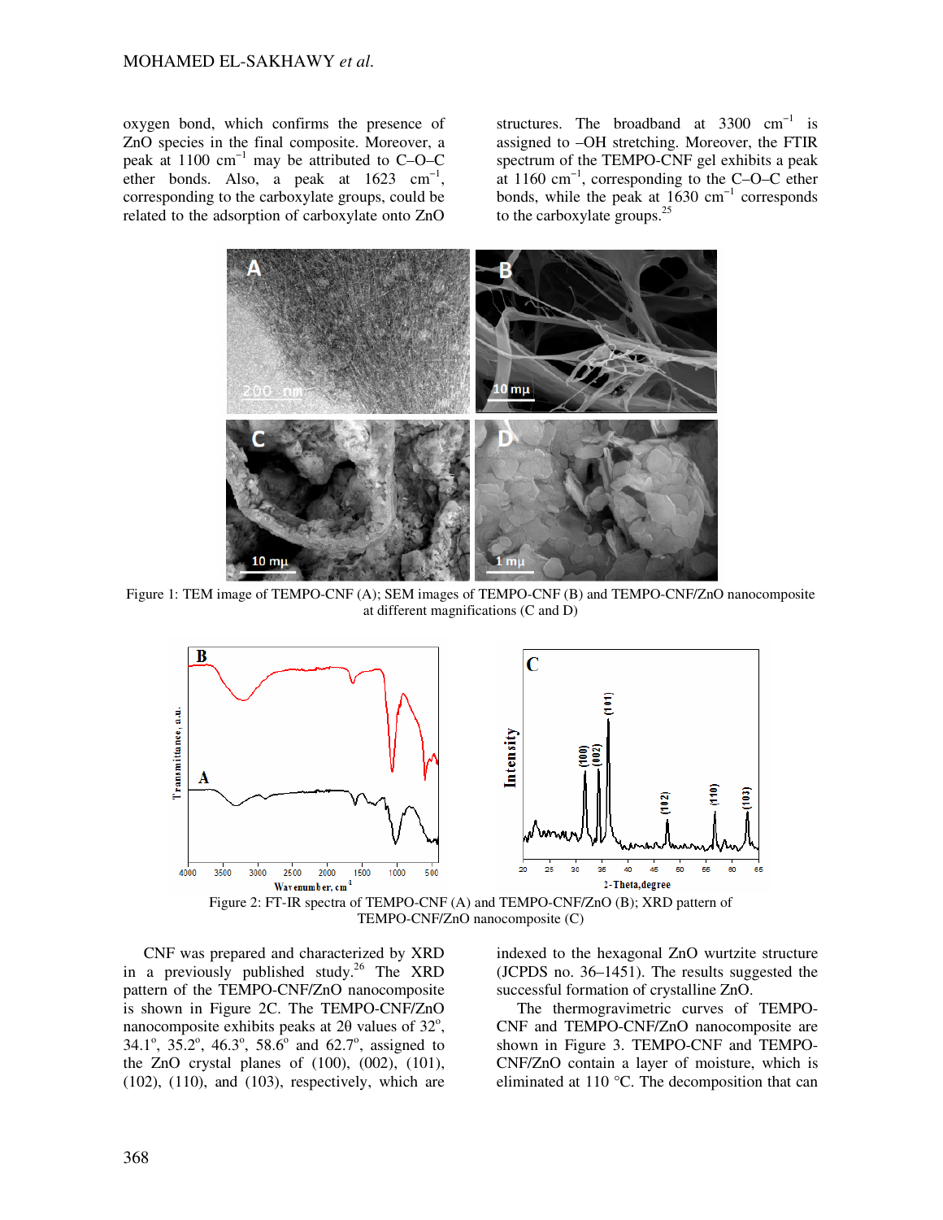oxygen bond, which confirms the presence of ZnO species in the final composite. Moreover, a peak at 1100 cm$^{-1}$ may be attributed to C–O–C ether bonds. Also, a peak at 1623 cm$^{-1}$, corresponding to the carboxylate groups, could be related to the adsorption of carboxylate onto ZnO structures. The broadband at 3300 cm$^{-1}$ is assigned to –OH stretching. Moreover, the FTIR spectrum of the TEMPO-CNF gel exhibits a peak at 1160 cm$^{-1}$, corresponding to the C–O–C ether bonds, while the peak at 1630 cm$^{-1}$ corresponds to the carboxylate groups.[25]

A
200 nm
B
10 mμ
C
10 mμ
D
1 mμ

Figure 1: TEM image of TEMPO-CNF (A); SEM images of TEMPO-CNF (B) and TEMPO-CNF/ZnO nanocomposite at different magnifications (C and D)

B
A
Transmittance, a.u.
4000 3500 3000 2500 2000 1500 1000 500
Wavenumber, cm$^{-1}$

C
Intensity
(100)
(002)
(101)
(102)
(110)
(103)
20 25 30 35 40 45 50 55 60 65
2-Theta,degree

Figure 2: FT-IR spectra of TEMPO-CNF (A) and TEMPO-CNF/ZnO (B); XRD pattern of TEMPO-CNF/ZnO nanocomposite (C)

CNF was prepared and characterized by XRD in a previously published study.[26] The XRD pattern of the TEMPO-CNF/ZnO nanocomposite is shown in Figure 2C. The TEMPO-CNF/ZnO nanocomposite exhibits peaks at 2θ values of 32°, 34.1°, 35.2°, 46.3°, 58.6° and 62.7°, assigned to the ZnO crystal planes of (100), (002), (101), (102), (110), and (103), respectively, which are indexed to the hexagonal ZnO wurtzite structure (JCPDS no. 36–1451). The results suggested the successful formation of crystalline ZnO.

The thermogravimetric curves of TEMPO-CNF and TEMPO-CNF/ZnO nanocomposite are shown in Figure 3. TEMPO-CNF and TEMPO-CNF/ZnO contain a layer of moisture, which is eliminated at 110 °C. The decomposition that can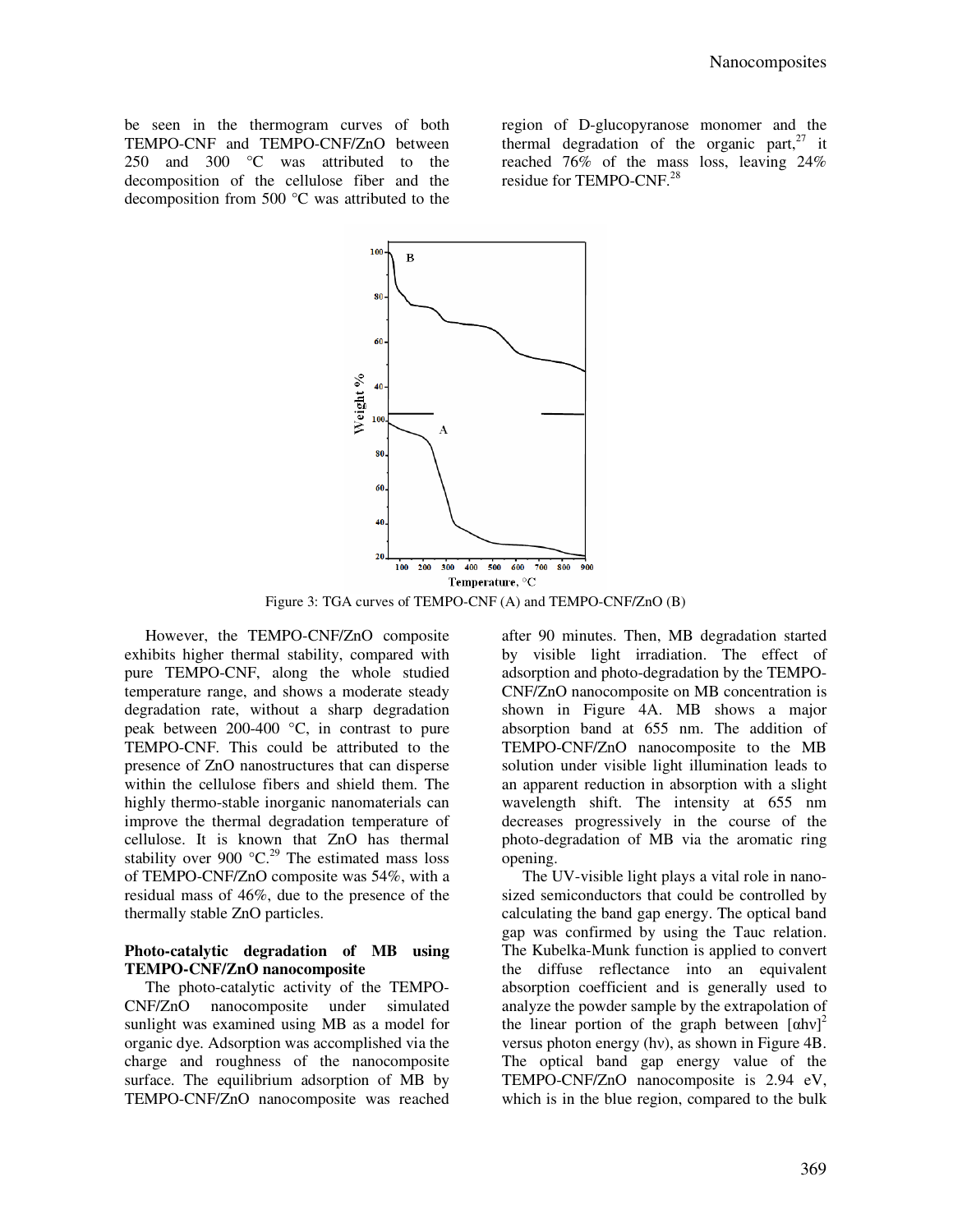be seen in the thermogram curves of both TEMPO-CNF and TEMPO-CNF/ZnO between 250 and 300 °C was attributed to the decomposition of the cellulose fiber and the decomposition from 500 °C was attributed to the region of D-glucopyranose monomer and the thermal degradation of the organic part,[27] it reached 76% of the mass loss, leaving 24% residue for TEMPO-CNF.[28]

B

A

Weight %

100
80
60
40
100
80
60
40
20

100 200 300 400 500 600 700 800 900

Temperature, °C

Figure 3: TGA curves of TEMPO-CNF (A) and TEMPO-CNF/ZnO (B)

However, the TEMPO-CNF/ZnO composite exhibits higher thermal stability, compared with pure TEMPO-CNF, along the whole studied temperature range, and shows a moderate steady degradation rate, without a sharp degradation peak between 200-400 °C, in contrast to pure TEMPO-CNF. This could be attributed to the presence of ZnO nanostructures that can disperse within the cellulose fibers and shield them. The highly thermo-stable inorganic nanomaterials can improve the thermal degradation temperature of cellulose. It is known that ZnO has thermal stability over 900 °C.[29] The estimated mass loss of TEMPO-CNF/ZnO composite was 54%, with a residual mass of 46%, due to the presence of the thermally stable ZnO particles.

### Photo-catalytic degradation of MB using TEMPO-CNF/ZnO nanocomposite

The photo-catalytic activity of the TEMPO-CNF/ZnO nanocomposite under simulated sunlight was examined using MB as a model for organic dye. Adsorption was accomplished via the charge and roughness of the nanocomposite surface. The equilibrium adsorption of MB by TEMPO-CNF/ZnO nanocomposite was reached after 90 minutes. Then, MB degradation started by visible light irradiation. The effect of adsorption and photo-degradation by the TEMPO-CNF/ZnO nanocomposite on MB concentration is shown in Figure 4A. MB shows a major absorption band at 655 nm. The addition of TEMPO-CNF/ZnO nanocomposite to the MB solution under visible light illumination leads to an apparent reduction in absorption with a slight wavelength shift. The intensity at 655 nm decreases progressively in the course of the photo-degradation of MB via the aromatic ring opening.

The UV-visible light plays a vital role in nano-sized semiconductors that could be controlled by calculating the band gap energy. The optical band gap was confirmed by using the Tauc relation. The Kubelka-Munk function is applied to convert the diffuse reflectance into an equivalent absorption coefficient and is generally used to analyze the powder sample by the extrapolation of the linear portion of the graph between $[\alpha h\nu]^2$ versus photon energy ($h\nu$), as shown in Figure 4B. The optical band gap energy value of the TEMPO-CNF/ZnO nanocomposite is 2.94 eV, which is in the blue region, compared to the bulk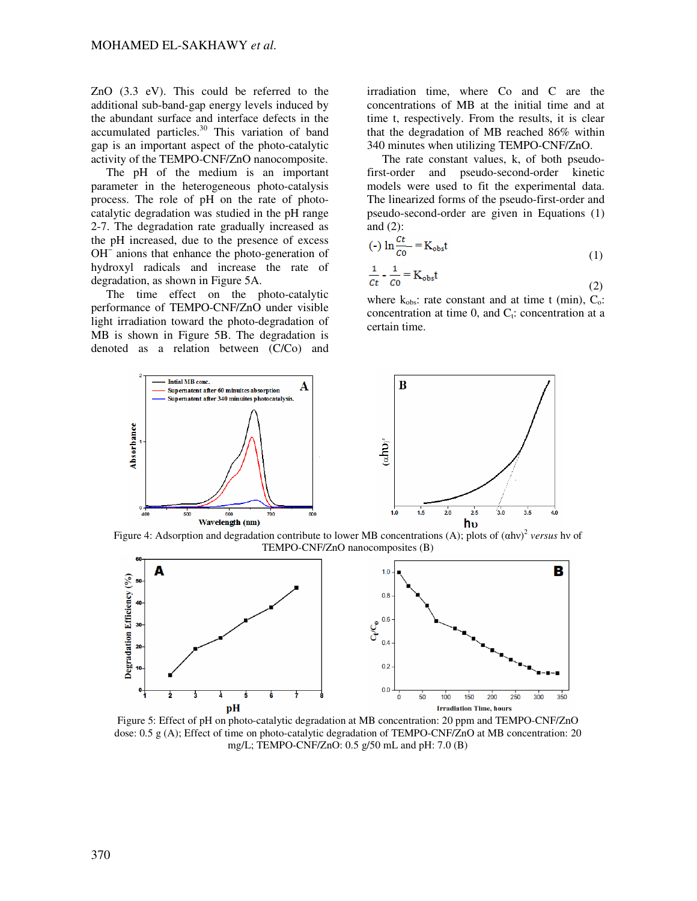ZnO (3.3 eV). This could be referred to the additional sub-band-gap energy levels induced by the abundant surface and interface defects in the accumulated particles.[30] This variation of band gap is an important aspect of the photo-catalytic activity of the TEMPO-CNF/ZnO nanocomposite.

The pH of the medium is an important parameter in the heterogeneous photo-catalysis process. The role of pH on the rate of photo-catalytic degradation was studied in the pH range 2-7. The degradation rate gradually increased as the pH increased, due to the presence of excess $OH^-$ anions that enhance the photo-generation of hydroxyl radicals and increase the rate of degradation, as shown in Figure 5A.

The time effect on the photo-catalytic performance of TEMPO-CNF/ZnO under visible light irradiation toward the photo-degradation of MB is shown in Figure 5B. The degradation is denoted as a relation between (C/Co) and irradiation time, where Co and C are the concentrations of MB at the initial time and at time t, respectively. From the results, it is clear that the degradation of MB reached 86% within 340 minutes when utilizing TEMPO-CNF/ZnO.

The rate constant values, k, of both pseudo-first-order and pseudo-second-order kinetic models were used to fit the experimental data. The linearized forms of the pseudo-first-order and pseudo-second-order are given in Equations (1) and (2):

$$(-)\ \ln\frac{C_t}{C_0} = K_{obs}t \quad (1)$$

$$\frac{1}{C_t} - \frac{1}{C_0} = K_{obs}t \quad (2)$$

where $k_{obs}$: rate constant and at time t (min), $C_o$: concentration at time 0, and $C_t$: concentration at a certain time.

A
Initial MB conc.
Supernatent after 60 minutes absorption
Supernatent after 340 minutes photocatalysis.
Absorbance
Wavelength (nm)
400 500 600 700 800

B
$(\alpha h\upsilon)^2$
$h\upsilon$
1.0 1.5 2.0 2.5 3.0 3.5 4.0

Figure 4: Adsorption and degradation contribute to lower MB concentrations (A); plots of $(\alpha h\nu)^2$ *versus* $h\nu$ of TEMPO-CNF/ZnO nanocomposites (B)

A
Degradation Efficiency (%)
pH
1 2 3 4 5 6 7 8

B
$C_t/C_0$
Irradiation Time, hours
0 50 100 150 200 250 300 350

Figure 5: Effect of pH on photo-catalytic degradation at MB concentration: 20 ppm and TEMPO-CNF/ZnO dose: 0.5 g (A); Effect of time on photo-catalytic degradation of TEMPO-CNF/ZnO at MB concentration: 20 mg/L; TEMPO-CNF/ZnO: 0.5 g/50 mL and pH: 7.0 (B)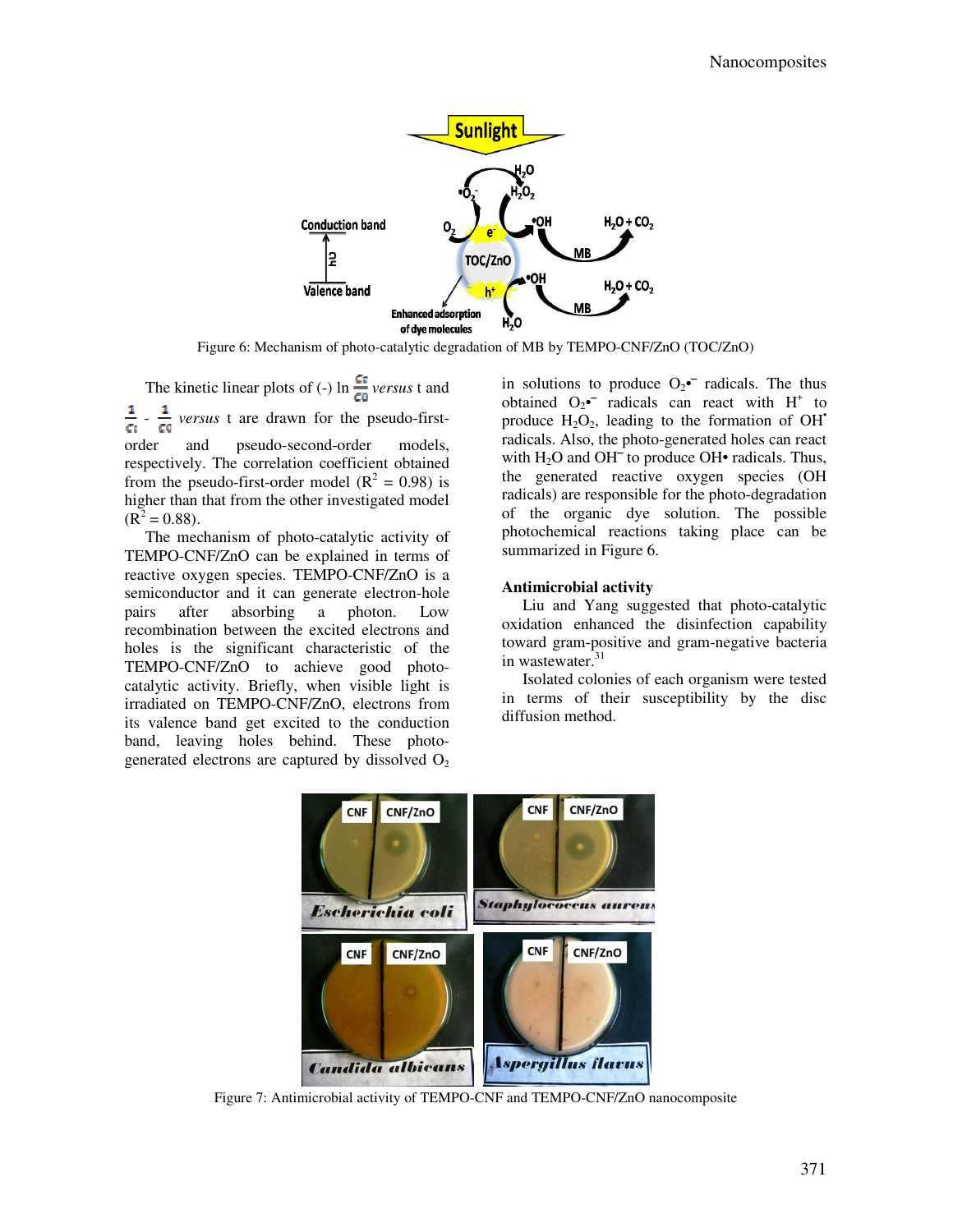Figure 6: Mechanism of photo-catalytic degradation of MB by TEMPO-CNF/ZnO (TOC/ZnO)

The kinetic linear plots of (-) ln $\frac{C_t}{C_0}$ *versus* t and $\frac{1}{C_t}$ - $\frac{1}{C_0}$ *versus* t are drawn for the pseudo-first-order and pseudo-second-order models, respectively. The correlation coefficient obtained from the pseudo-first-order model ($R^2$ = 0.98) is higher than that from the other investigated model ($R^2$ = 0.88).

The mechanism of photo-catalytic activity of TEMPO-CNF/ZnO can be explained in terms of reactive oxygen species. TEMPO-CNF/ZnO is a semiconductor and it can generate electron-hole pairs after absorbing a photon. Low recombination between the excited electrons and holes is the significant characteristic of the TEMPO-CNF/ZnO to achieve good photo-catalytic activity. Briefly, when visible light is irradiated on TEMPO-CNF/ZnO, electrons from its valence band get excited to the conduction band, leaving holes behind. These photo-generated electrons are captured by dissolved $O_2$ in solutions to produce $O_2$•⁻ radicals. The thus obtained $O_2$•⁻ radicals can react with $H^+$ to produce $H_2O_2$, leading to the formation of $OH^•$ radicals. Also, the photo-generated holes can react with $H_2O$ and $OH^-$ to produce OH• radicals. Thus, the generated reactive oxygen species (OH radicals) are responsible for the photo-degradation of the organic dye solution. The possible photochemical reactions taking place can be summarized in Figure 6.

### Antimicrobial activity

Liu and Yang suggested that photo-catalytic oxidation enhanced the disinfection capability toward gram-positive and gram-negative bacteria in wastewater.[31]

Isolated colonies of each organism were tested in terms of their susceptibility by the disc diffusion method.

Figure 7: Antimicrobial activity of TEMPO-CNF and TEMPO-CNF/ZnO nanocomposite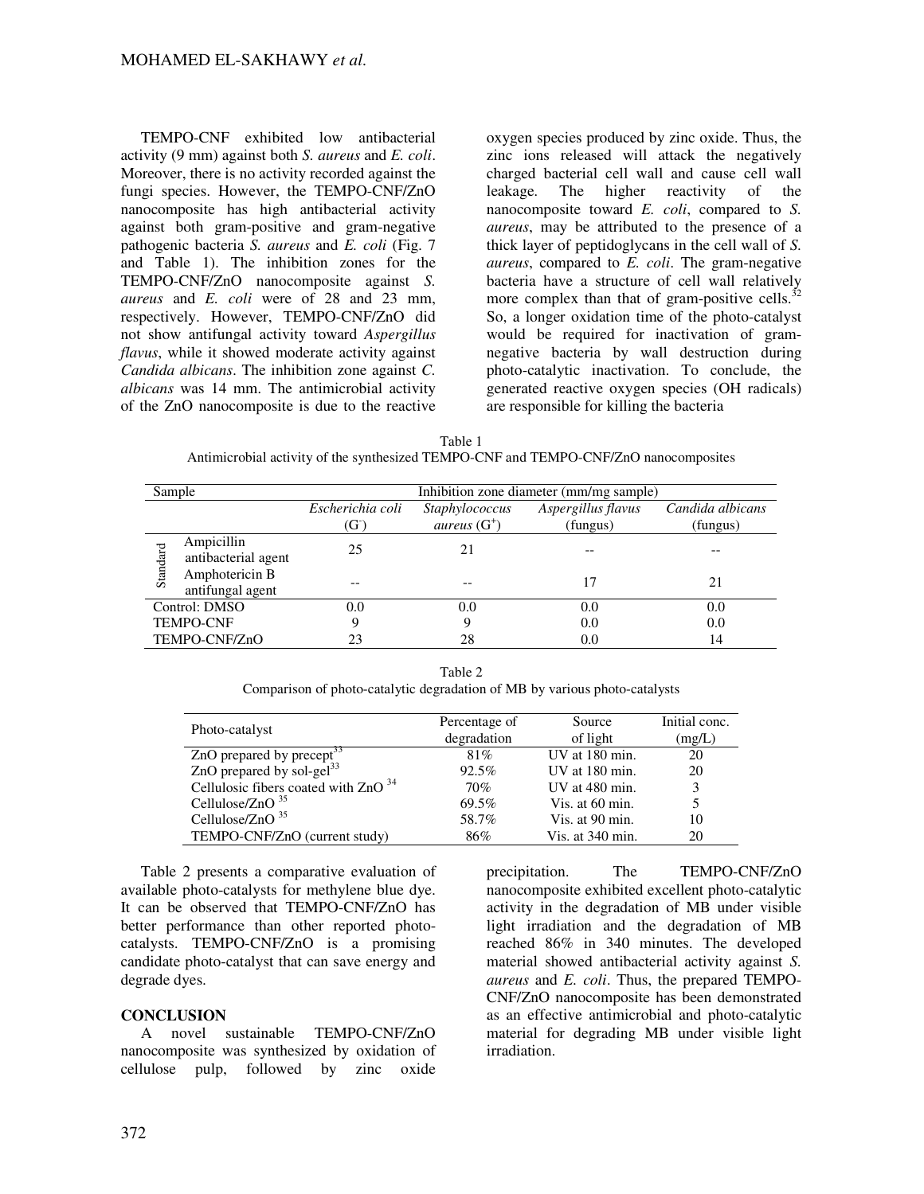TEMPO-CNF exhibited low antibacterial activity (9 mm) against both *S. aureus* and *E. coli*. Moreover, there is no activity recorded against the fungi species. However, the TEMPO-CNF/ZnO nanocomposite has high antibacterial activity against both gram-positive and gram-negative pathogenic bacteria *S. aureus* and *E. coli* (Fig. 7 and Table 1). The inhibition zones for the TEMPO-CNF/ZnO nanocomposite against *S. aureus* and *E. coli* were of 28 and 23 mm, respectively. However, TEMPO-CNF/ZnO did not show antifungal activity toward *Aspergillus flavus*, while it showed moderate activity against *Candida albicans*. The inhibition zone against *C. albicans* was 14 mm. The antimicrobial activity of the ZnO nanocomposite is due to the reactive oxygen species produced by zinc oxide. Thus, the zinc ions released will attack the negatively charged bacterial cell wall and cause cell wall leakage. The higher reactivity of the nanocomposite toward *E. coli*, compared to *S. aureus*, may be attributed to the presence of a thick layer of peptidoglycans in the cell wall of *S. aureus*, compared to *E. coli*. The gram-negative bacteria have a structure of cell wall relatively more complex than that of gram-positive cells.[32] So, a longer oxidation time of the photo-catalyst would be required for inactivation of gram-negative bacteria by wall destruction during photo-catalytic inactivation. To conclude, the generated reactive oxygen species (OH radicals) are responsible for killing the bacteria

Table 1
Antimicrobial activity of the synthesized TEMPO-CNF and TEMPO-CNF/ZnO nanocomposites

| Sample | | Inhibition zone diameter (mm/mg sample) | | | |
|---|---|---|---|---|---|
| | | *Escherichia coli* ($G^-$) | *Staphylococcus aureus* ($G^+$) | *Aspergillus flavus* (fungus) | *Candida albicans* (fungus) |
| Standard | Ampicillin antibacterial agent | 25 | 21 | -- | -- |
| Standard | Amphotericin B antifungal agent | -- | -- | 17 | 21 |
| Control: DMSO | | 0.0 | 0.0 | 0.0 | 0.0 |
| TEMPO-CNF | | 9 | 9 | 0.0 | 0.0 |
| TEMPO-CNF/ZnO | | 23 | 28 | 0.0 | 14 |

Table 2
Comparison of photo-catalytic degradation of MB by various photo-catalysts

| Photo-catalyst | Percentage of degradation | Source of light | Initial conc. (mg/L) |
|---|---|---|---|
| ZnO prepared by precept[33] | 81% | UV at 180 min. | 20 |
| ZnO prepared by sol-gel[33] | 92.5% | UV at 180 min. | 20 |
| Cellulosic fibers coated with ZnO [34] | 70% | UV at 480 min. | 3 |
| Cellulose/ZnO [35] | 69.5% | Vis. at 60 min. | 5 |
| Cellulose/ZnO [35] | 58.7% | Vis. at 90 min. | 10 |
| TEMPO-CNF/ZnO (current study) | 86% | Vis. at 340 min. | 20 |

Table 2 presents a comparative evaluation of available photo-catalysts for methylene blue dye. It can be observed that TEMPO-CNF/ZnO has better performance than other reported photo-catalysts. TEMPO-CNF/ZnO is a promising candidate photo-catalyst that can save energy and degrade dyes.

## CONCLUSION

A novel sustainable TEMPO-CNF/ZnO nanocomposite was synthesized by oxidation of cellulose pulp, followed by zinc oxide precipitation. The TEMPO-CNF/ZnO nanocomposite exhibited excellent photo-catalytic activity in the degradation of MB under visible light irradiation and the degradation of MB reached 86% in 340 minutes. The developed material showed antibacterial activity against *S. aureus* and *E. coli*. Thus, the prepared TEMPO-CNF/ZnO nanocomposite has been demonstrated as an effective antimicrobial and photo-catalytic material for degrading MB under visible light irradiation.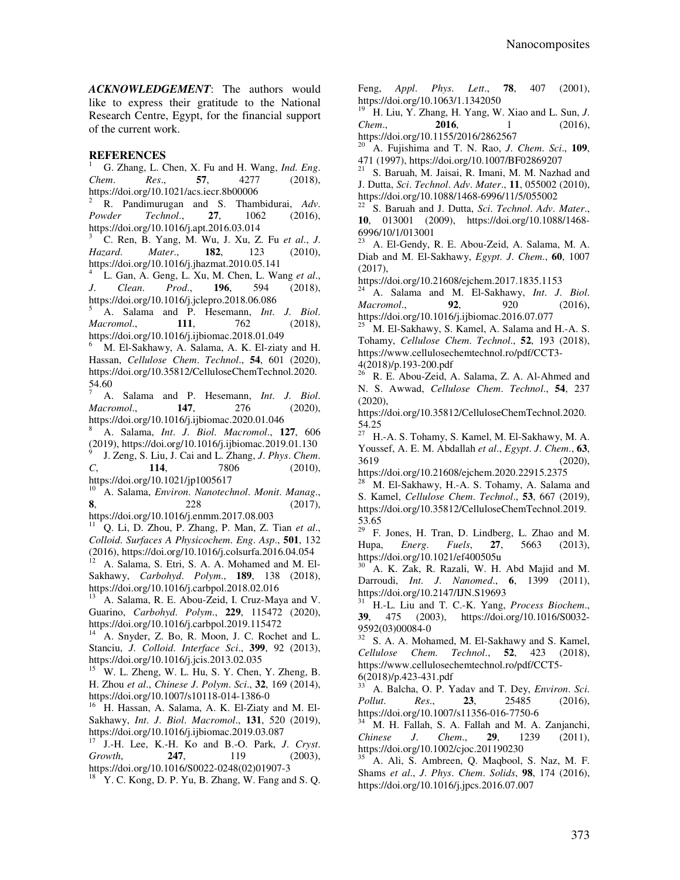***ACKNOWLEDGEMENT***: The authors would like to express their gratitude to the National Research Centre, Egypt, for the financial support of the current work.

## REFERENCES

[1] G. Zhang, L. Chen, X. Fu and H. Wang, *Ind. Eng. Chem. Res.*, **57**, 4277 (2018), https://doi.org/10.1021/acs.iecr.8b00006

[2] R. Pandimurugan and S. Thambidurai, *Adv. Powder Technol.*, **27**, 1062 (2016), https://doi.org/10.1016/j.apt.2016.03.014

[3] C. Ren, B. Yang, M. Wu, J. Xu, Z. Fu *et al.*, *J. Hazard. Mater.*, **182**, 123 (2010), https://doi.org/10.1016/j.jhazmat.2010.05.141

[4] L. Gan, A. Geng, L. Xu, M. Chen, L. Wang *et al.*, *J. Clean. Prod.*, **196**, 594 (2018), https://doi.org/10.1016/j.jclepro.2018.06.086

[5] A. Salama and P. Hesemann, *Int. J. Biol. Macromol.*, **111**, 762 (2018), https://doi.org/10.1016/j.ijbiomac.2018.01.049

[6] M. El-Sakhawy, A. Salama, A. K. El-ziaty and H. Hassan, *Cellulose Chem. Technol.*, **54**, 601 (2020), https://doi.org/10.35812/CelluloseChemTechnol.2020.54.60

[7] A. Salama and P. Hesemann, *Int. J. Biol. Macromol.*, **147**, 276 (2020), https://doi.org/10.1016/j.ijbiomac.2020.01.046

[8] A. Salama, *Int. J. Biol. Macromol.*, **127**, 606 (2019), https://doi.org/10.1016/j.ijbiomac.2019.01.130

[9] J. Zeng, S. Liu, J. Cai and L. Zhang, *J. Phys. Chem. C*, **114**, 7806 (2010), https://doi.org/10.1021/jp1005617

[10] A. Salama, *Environ. Nanotechnol. Monit. Manag.*, **8**, 228 (2017), https://doi.org/10.1016/j.enmm.2017.08.003

[11] Q. Li, D. Zhou, P. Zhang, P. Man, Z. Tian *et al.*, *Colloid. Surfaces A Physicochem. Eng. Asp.*, **501**, 132 (2016), https://doi.org/10.1016/j.colsurfa.2016.04.054

[12] A. Salama, S. Etri, S. A. A. Mohamed and M. El-Sakhawy, *Carbohyd. Polym.*, **189**, 138 (2018), https://doi.org/10.1016/j.carbpol.2018.02.016

[13] A. Salama, R. E. Abou-Zeid, I. Cruz-Maya and V. Guarino, *Carbohyd. Polym.*, **229**, 115472 (2020), https://doi.org/10.1016/j.carbpol.2019.115472

[14] A. Snyder, Z. Bo, R. Moon, J. C. Rochet and L. Stanciu, *J. Colloid. Interface Sci.*, **399**, 92 (2013), https://doi.org/10.1016/j.jcis.2013.02.035

[15] W. L. Zheng, W. L. Hu, S. Y. Chen, Y. Zheng, B. H. Zhou *et al.*, *Chinese J. Polym. Sci.*, **32**, 169 (2014), https://doi.org/10.1007/s10118-014-1386-0

[16] H. Hassan, A. Salama, A. K. El-Ziaty and M. El-Sakhawy, *Int. J. Biol. Macromol.*, **131**, 520 (2019), https://doi.org/10.1016/j.ijbiomac.2019.03.087

[17] J.-H. Lee, K.-H. Ko and B.-O. Park, *J. Cryst. Growth*, **247**, 119 (2003), https://doi.org/10.1016/S0022-0248(02)01907-3

[18] Y. C. Kong, D. P. Yu, B. Zhang, W. Fang and S. Q. Feng, *Appl. Phys. Lett.*, **78**, 407 (2001), https://doi.org/10.1063/1.1342050

[19] H. Liu, Y. Zhang, H. Yang, W. Xiao and L. Sun, *J. Chem.*, **2016**, 1 (2016), https://doi.org/10.1155/2016/2862567

[20] A. Fujishima and T. N. Rao, *J. Chem. Sci.*, **109**, 471 (1997), https://doi.org/10.1007/BF02869207

[21] S. Baruah, M. Jaisai, R. Imani, M. M. Nazhad and J. Dutta, *Sci. Technol. Adv. Mater.*, **11**, 055002 (2010), https://doi.org/10.1088/1468-6996/11/5/055002

[22] S. Baruah and J. Dutta, *Sci. Technol. Adv. Mater.*, **10**, 013001 (2009), https://doi.org/10.1088/1468-6996/10/1/013001

[23] A. El-Gendy, R. E. Abou-Zeid, A. Salama, M. A. Diab and M. El-Sakhawy, *Egypt. J. Chem.*, **60**, 1007 (2017), https://doi.org/10.21608/ejchem.2017.1835.1153

[24] A. Salama and M. El-Sakhawy, *Int. J. Biol. Macromol.*, **92**, 920 (2016), https://doi.org/10.1016/j.ijbiomac.2016.07.077

[25] M. El-Sakhawy, S. Kamel, A. Salama and H.-A. S. Tohamy, *Cellulose Chem. Technol.*, **52**, 193 (2018), https://www.cellulosechemtechnol.ro/pdf/CCT3-4(2018)/p.193-200.pdf

[26] R. E. Abou-Zeid, A. Salama, Z. A. Al-Ahmed and N. S. Awwad, *Cellulose Chem. Technol.*, **54**, 237 (2020), https://doi.org/10.35812/CelluloseChemTechnol.2020.54.25

[27] H.-A. S. Tohamy, S. Kamel, M. El-Sakhawy, M. A. Youssef, A. E. M. Abdallah *et al.*, *Egypt. J. Chem.*, **63**, 3619 (2020), https://doi.org/10.21608/ejchem.2020.22915.2375

[28] M. El-Sakhawy, H.-A. S. Tohamy, A. Salama and S. Kamel, *Cellulose Chem. Technol.*, **53**, 667 (2019), https://doi.org/10.35812/CelluloseChemTechnol.2019.53.65

[29] F. Jones, H. Tran, D. Lindberg, L. Zhao and M. Hupa, *Energ. Fuels*, **27**, 5663 (2013), https://doi.org/10.1021/ef400505u

[30] A. K. Zak, R. Razali, W. H. Abd Majid and M. Darroudi, *Int. J. Nanomed.*, **6**, 1399 (2011), https://doi.org/10.2147/IJN.S19693

[31] H.-L. Liu and T. C.-K. Yang, *Process Biochem.*, **39**, 475 (2003), https://doi.org/10.1016/S0032-9592(03)00084-0

[32] S. A. A. Mohamed, M. El-Sakhawy and S. Kamel, *Cellulose Chem. Technol.*, **52**, 423 (2018), https://www.cellulosechemtechnol.ro/pdf/CCT5-6(2018)/p.423-431.pdf

[33] A. Balcha, O. P. Yadav and T. Dey, *Environ. Sci. Pollut. Res.*, **23**, 25485 (2016), https://doi.org/10.1007/s11356-016-7750-6

[34] M. H. Fallah, S. A. Fallah and M. A. Zanjanchi, *Chinese J. Chem.*, **29**, 1239 (2011), https://doi.org/10.1002/cjoc.201190230

[35] A. Ali, S. Ambreen, Q. Maqbool, S. Naz, M. F. Shams *et al.*, *J. Phys. Chem. Solids*, **98**, 174 (2016), https://doi.org/10.1016/j.jpcs.2016.07.007